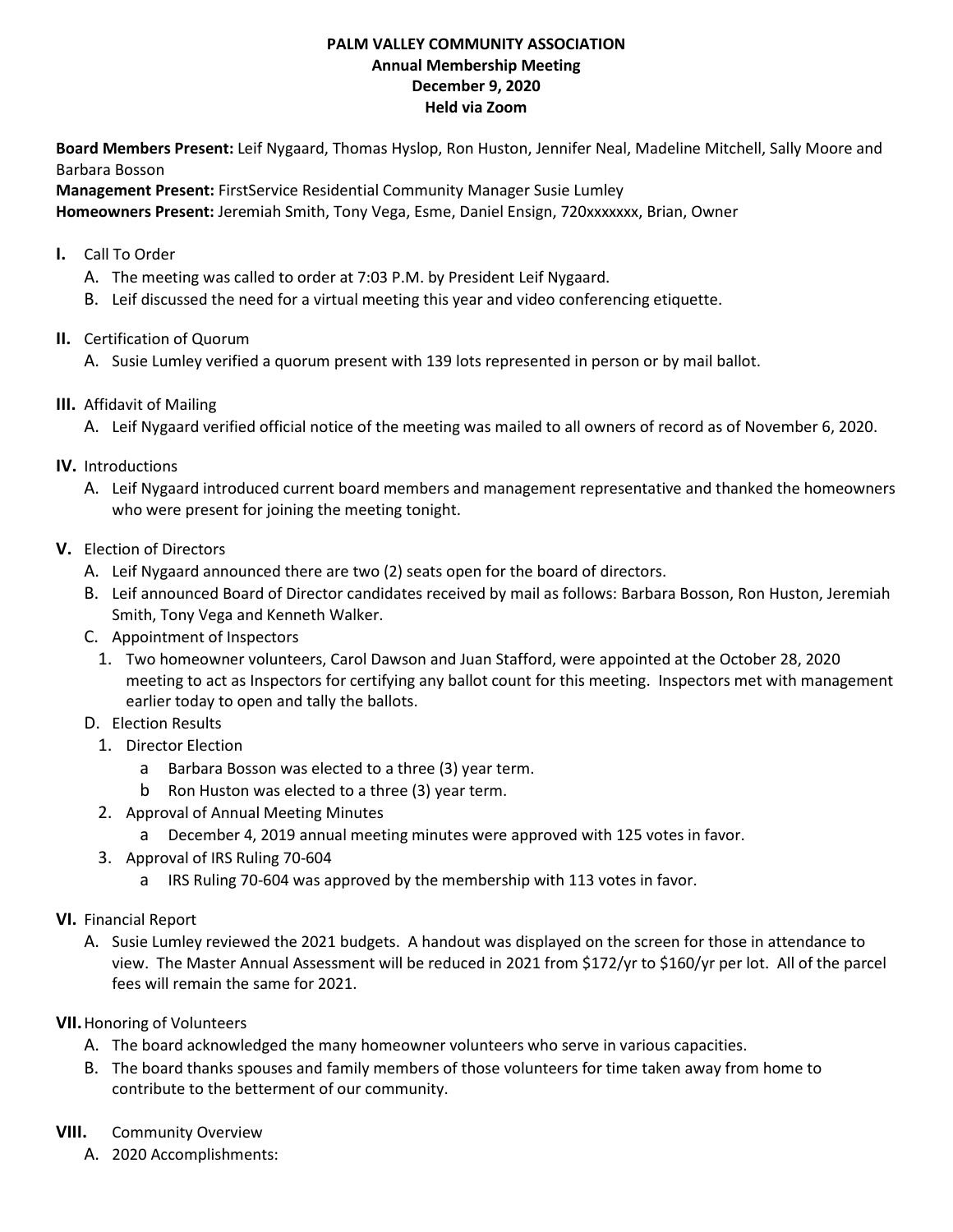# PALM VALLEY COMMUNITY ASSOCIATION
## Annual Membership Meeting
## December 9, 2020
## Held via Zoom

**Board Members Present:** Leif Nygaard, Thomas Hyslop, Ron Huston, Jennifer Neal, Madeline Mitchell, Sally Moore and Barbara Bosson

**Management Present:** FirstService Residential Community Manager Susie Lumley

**Homeowners Present:** Jeremiah Smith, Tony Vega, Esme, Daniel Ensign, 720xxxxxxx, Brian, Owner

**I.** Call To Order

A. The meeting was called to order at 7:03 P.M. by President Leif Nygaard.

B. Leif discussed the need for a virtual meeting this year and video conferencing etiquette.

**II.** Certification of Quorum

A. Susie Lumley verified a quorum present with 139 lots represented in person or by mail ballot.

**III.** Affidavit of Mailing

A. Leif Nygaard verified official notice of the meeting was mailed to all owners of record as of November 6, 2020.

**IV.** Introductions

A. Leif Nygaard introduced current board members and management representative and thanked the homeowners who were present for joining the meeting tonight.

**V.** Election of Directors

A. Leif Nygaard announced there are two (2) seats open for the board of directors.

B. Leif announced Board of Director candidates received by mail as follows: Barbara Bosson, Ron Huston, Jeremiah Smith, Tony Vega and Kenneth Walker.

C. Appointment of Inspectors

1. Two homeowner volunteers, Carol Dawson and Juan Stafford, were appointed at the October 28, 2020 meeting to act as Inspectors for certifying any ballot count for this meeting. Inspectors met with management earlier today to open and tally the ballots.

D. Election Results

1. Director Election

a Barbara Bosson was elected to a three (3) year term.

b Ron Huston was elected to a three (3) year term.

2. Approval of Annual Meeting Minutes

a December 4, 2019 annual meeting minutes were approved with 125 votes in favor.

3. Approval of IRS Ruling 70-604

a IRS Ruling 70-604 was approved by the membership with 113 votes in favor.

**VI.** Financial Report

A. Susie Lumley reviewed the 2021 budgets. A handout was displayed on the screen for those in attendance to view. The Master Annual Assessment will be reduced in 2021 from $172/yr to $160/yr per lot. All of the parcel fees will remain the same for 2021.

**VII.** Honoring of Volunteers

A. The board acknowledged the many homeowner volunteers who serve in various capacities.

B. The board thanks spouses and family members of those volunteers for time taken away from home to contribute to the betterment of our community.

**VIII.** Community Overview

A. 2020 Accomplishments: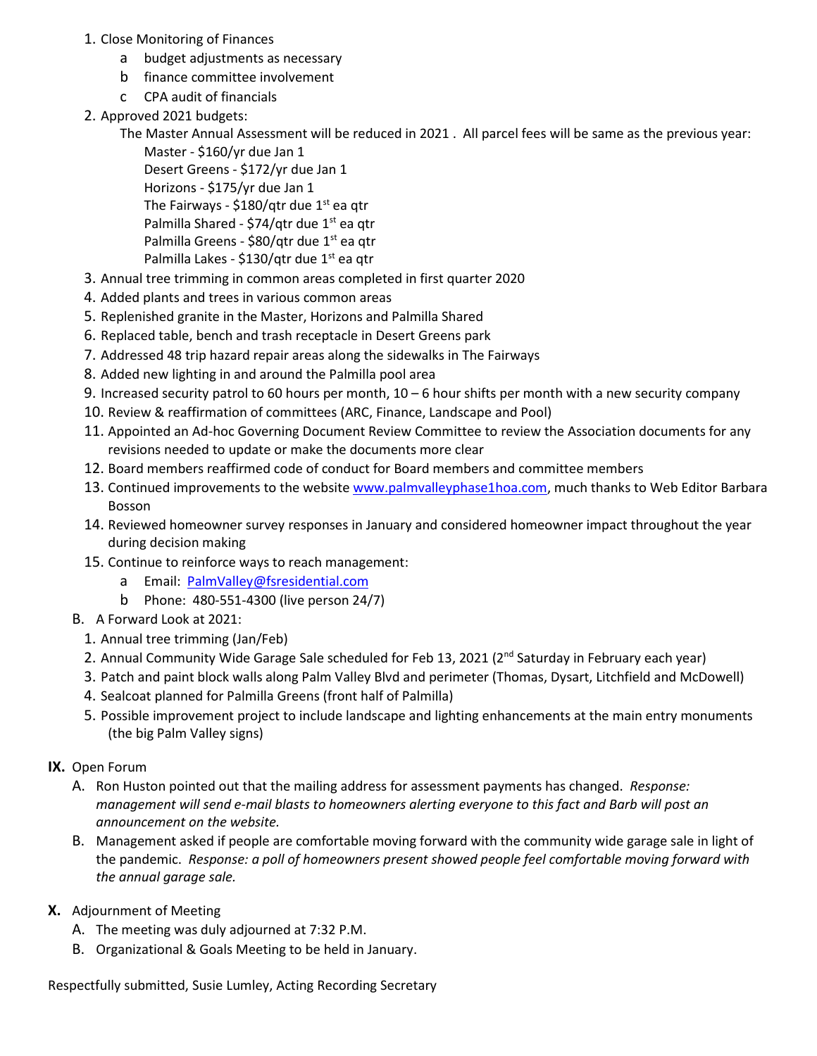1. Close Monitoring of Finances
   a. budget adjustments as necessary
   b. finance committee involvement
   c. CPA audit of financials
2. Approved 2021 budgets:
   The Master Annual Assessment will be reduced in 2021 . All parcel fees will be same as the previous year:
   Master - $160/yr due Jan 1
   Desert Greens - $172/yr due Jan 1
   Horizons - $175/yr due Jan 1
   The Fairways - $180/qtr due 1st ea qtr
   Palmilla Shared - $74/qtr due 1st ea qtr
   Palmilla Greens - $80/qtr due 1st ea qtr
   Palmilla Lakes - $130/qtr due 1st ea qtr
3. Annual tree trimming in common areas completed in first quarter 2020
4. Added plants and trees in various common areas
5. Replenished granite in the Master, Horizons and Palmilla Shared
6. Replaced table, bench and trash receptacle in Desert Greens park
7. Addressed 48 trip hazard repair areas along the sidewalks in The Fairways
8. Added new lighting in and around the Palmilla pool area
9. Increased security patrol to 60 hours per month, 10 – 6 hour shifts per month with a new security company
10. Review & reaffirmation of committees (ARC, Finance, Landscape and Pool)
11. Appointed an Ad-hoc Governing Document Review Committee to review the Association documents for any revisions needed to update or make the documents more clear
12. Board members reaffirmed code of conduct for Board members and committee members
13. Continued improvements to the website www.palmvalleyphase1hoa.com, much thanks to Web Editor Barbara Bosson
14. Reviewed homeowner survey responses in January and considered homeowner impact throughout the year during decision making
15. Continue to reinforce ways to reach management:
    a. Email: PalmValley@fsresidential.com
    b. Phone: 480-551-4300 (live person 24/7)

B. A Forward Look at 2021:
1. Annual tree trimming (Jan/Feb)
2. Annual Community Wide Garage Sale scheduled for Feb 13, 2021 (2nd Saturday in February each year)
3. Patch and paint block walls along Palm Valley Blvd and perimeter (Thomas, Dysart, Litchfield and McDowell)
4. Sealcoat planned for Palmilla Greens (front half of Palmilla)
5. Possible improvement project to include landscape and lighting enhancements at the main entry monuments (the big Palm Valley signs)

**IX.** Open Forum

A. Ron Huston pointed out that the mailing address for assessment payments has changed. *Response: management will send e-mail blasts to homeowners alerting everyone to this fact and Barb will post an announcement on the website.*

B. Management asked if people are comfortable moving forward with the community wide garage sale in light of the pandemic. *Response: a poll of homeowners present showed people feel comfortable moving forward with the annual garage sale.*

**X.** Adjournment of Meeting

A. The meeting was duly adjourned at 7:32 P.M.

B. Organizational & Goals Meeting to be held in January.

Respectfully submitted, Susie Lumley, Acting Recording Secretary